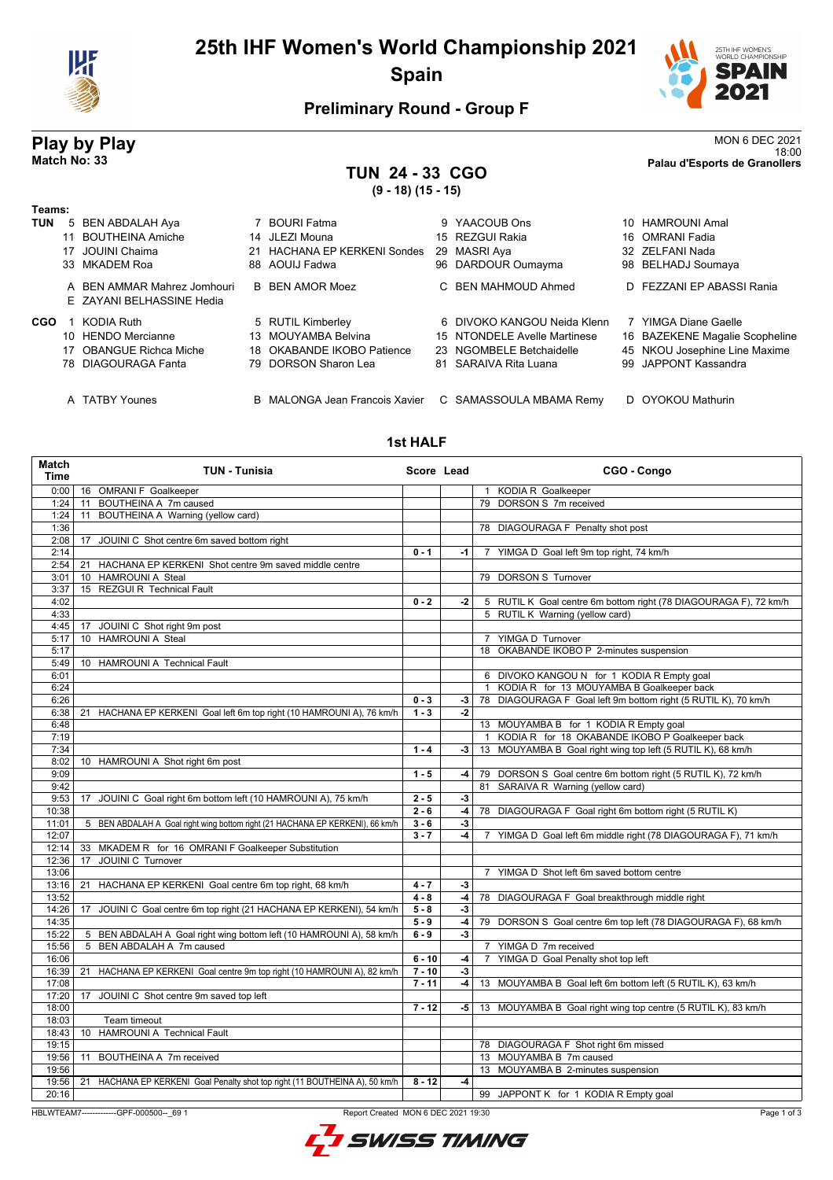# 25th IHF Women's World Championship 2021

## Spain

### Preliminary Round - Group F

## Play by Play

**Match No: 33**

MON 6 DEC 2021
18:00
**Palau d'Esports de Granollers**

## TUN 24 - 33 CGO

**(9 - 18) (15 - 15)**

**Teams:**

**TUN**
5 BEN ABDALAH Aya, 7 BOURI Fatma, 9 YAACOUB Ons, 10 HAMROUNI Amal
11 BOUTHEINA Amiche, 14 JLEZI Mouna, 15 REZGUI Rakia, 16 OMRANI Fadia
17 JOUINI Chaima, 21 HACHANA EP KERKENI Sondes, 29 MASRI Aya, 32 ZELFANI Nada
33 MKADEM Roa, 88 AOUIJ Fadwa, 96 DARDOUR Oumayma, 98 BELHADJ Soumaya

A BEN AMMAR Mahrez Jomhouri, B BEN AMOR Moez, C BEN MAHMOUD Ahmed, D FEZZANI EP ABASSI Rania
E ZAYANI BELHASSINE Hedia

**CGO**
1 KODIA Ruth, 5 RUTIL Kimberley, 6 DIVOKO KANGOU Neida Klenn, 7 YIMGA Diane Gaelle
10 HENDO Mercianne, 13 MOUYAMBA Belvina, 15 NTONDELE Avelle Martinese, 16 BAZEKENE Magalie Scopheline
17 OBANGUE Richca Miche, 18 OKABANDE IKOBO Patience, 23 NGOMBELE Betchaidelle, 45 NKOU Josephine Line Maxime
78 DIAGOURAGA Fanta, 79 DORSON Sharon Lea, 81 SARAIVA Rita Luana, 99 JAPPONT Kassandra

A TATBY Younes, B MALONGA Jean Francois Xavier, C SAMASSOULA MBAMA Remy, D OYOKOU Mathurin

### 1st HALF

| Match Time | TUN - Tunisia | Score | Lead | CGO - Congo |
|---|---|---|---|---|
| 0:00 | 16 OMRANI F Goalkeeper | | | 1 KODIA R Goalkeeper |
| 1:24 | 11 BOUTHEINA A 7m caused | | | 79 DORSON S 7m received |
| 1:24 | 11 BOUTHEINA A Warning (yellow card) | | | |
| 1:36 | | | | 78 DIAGOURAGA F Penalty shot post |
| 2:08 | 17 JOUINI C Shot centre 6m saved bottom right | | | |
| 2:14 | | 0 - 1 | -1 | 7 YIMGA D Goal left 9m top right, 74 km/h |
| 2:54 | 21 HACHANA EP KERKENI Shot centre 9m saved middle centre | | | |
| 3:01 | 10 HAMROUNI A Steal | | | 79 DORSON S Turnover |
| 3:37 | 15 REZGUI R Technical Fault | | | |
| 4:02 | | 0 - 2 | -2 | 5 RUTIL K Goal centre 6m bottom right (78 DIAGOURAGA F), 72 km/h |
| 4:33 | | | | 5 RUTIL K Warning (yellow card) |
| 4:45 | 17 JOUINI C Shot right 9m post | | | |
| 5:17 | 10 HAMROUNI A Steal | | | 7 YIMGA D Turnover |
| 5:17 | | | | 18 OKABANDE IKOBO P 2-minutes suspension |
| 5:49 | 10 HAMROUNI A Technical Fault | | | |
| 6:01 | | | | 6 DIVOKO KANGOU N for 1 KODIA R Empty goal |
| 6:24 | | | | 1 KODIA R for 13 MOUYAMBA B Goalkeeper back |
| 6:26 | | 0 - 3 | -3 | 78 DIAGOURAGA F Goal left 9m bottom right (5 RUTIL K), 70 km/h |
| 6:38 | 21 HACHANA EP KERKENI Goal left 6m top right (10 HAMROUNI A), 76 km/h | 1 - 3 | -2 | |
| 6:48 | | | | 13 MOUYAMBA B for 1 KODIA R Empty goal |
| 7:19 | | | | 1 KODIA R for 18 OKABANDE IKOBO P Goalkeeper back |
| 7:34 | | 1 - 4 | -3 | 13 MOUYAMBA B Goal right wing top left (5 RUTIL K), 68 km/h |
| 8:02 | 10 HAMROUNI A Shot right 6m post | | | |
| 9:09 | | 1 - 5 | -4 | 79 DORSON S Goal centre 6m bottom right (5 RUTIL K), 72 km/h |
| 9:42 | | | | 81 SARAIVA R Warning (yellow card) |
| 9:53 | 17 JOUINI C Goal right 6m bottom left (10 HAMROUNI A), 75 km/h | 2 - 5 | -3 | |
| 10:38 | | 2 - 6 | -4 | 78 DIAGOURAGA F Goal right 6m bottom right (5 RUTIL K) |
| 11:01 | 5 BEN ABDALAH A Goal right wing bottom right (21 HACHANA EP KERKENI), 66 km/h | 3 - 6 | -3 | |
| 12:07 | | 3 - 7 | -4 | 7 YIMGA D Goal left 6m middle right (78 DIAGOURAGA F), 71 km/h |
| 12:14 | 33 MKADEM R for 16 OMRANI F Goalkeeper Substitution | | | |
| 12:36 | 17 JOUINI C Turnover | | | |
| 13:06 | | | | 7 YIMGA D Shot left 6m saved bottom centre |
| 13:16 | 21 HACHANA EP KERKENI Goal centre 6m top right, 68 km/h | 4 - 7 | -3 | |
| 13:52 | | 4 - 8 | -4 | 78 DIAGOURAGA F Goal breakthrough middle right |
| 14:26 | 17 JOUINI C Goal centre 6m top right (21 HACHANA EP KERKENI), 54 km/h | 5 - 8 | -3 | |
| 14:35 | | 5 - 9 | -4 | 79 DORSON S Goal centre 6m top left (78 DIAGOURAGA F), 68 km/h |
| 15:22 | 5 BEN ABDALAH A Goal right wing bottom left (10 HAMROUNI A), 58 km/h | 6 - 9 | -3 | |
| 15:56 | 5 BEN ABDALAH A 7m caused | | | 7 YIMGA D 7m received |
| 16:06 | | 6 - 10 | -4 | 7 YIMGA D Goal Penalty shot top left |
| 16:39 | 21 HACHANA EP KERKENI Goal centre 9m top right (10 HAMROUNI A), 82 km/h | 7 - 10 | -3 | |
| 17:08 | | 7 - 11 | -4 | 13 MOUYAMBA B Goal left 6m bottom left (5 RUTIL K), 63 km/h |
| 17:20 | 17 JOUINI C Shot centre 9m saved top left | | | |
| 18:00 | | 7 - 12 | -5 | 13 MOUYAMBA B Goal right wing top centre (5 RUTIL K), 83 km/h |
| 18:03 | Team timeout | | | |
| 18:43 | 10 HAMROUNI A Technical Fault | | | |
| 19:15 | | | | 78 DIAGOURAGA F Shot right 6m missed |
| 19:56 | 11 BOUTHEINA A 7m received | | | 13 MOUYAMBA B 7m caused |
| 19:56 | | | | 13 MOUYAMBA B 2-minutes suspension |
| 19:56 | 21 HACHANA EP KERKENI Goal Penalty shot top right (11 BOUTHEINA A), 50 km/h | 8 - 12 | -4 | |
| 20:16 | | | | 99 JAPPONT K for 1 KODIA R Empty goal |

HBLWTEAM7-------------GPF-000500--_69 1 Report Created MON 6 DEC 2021 19:30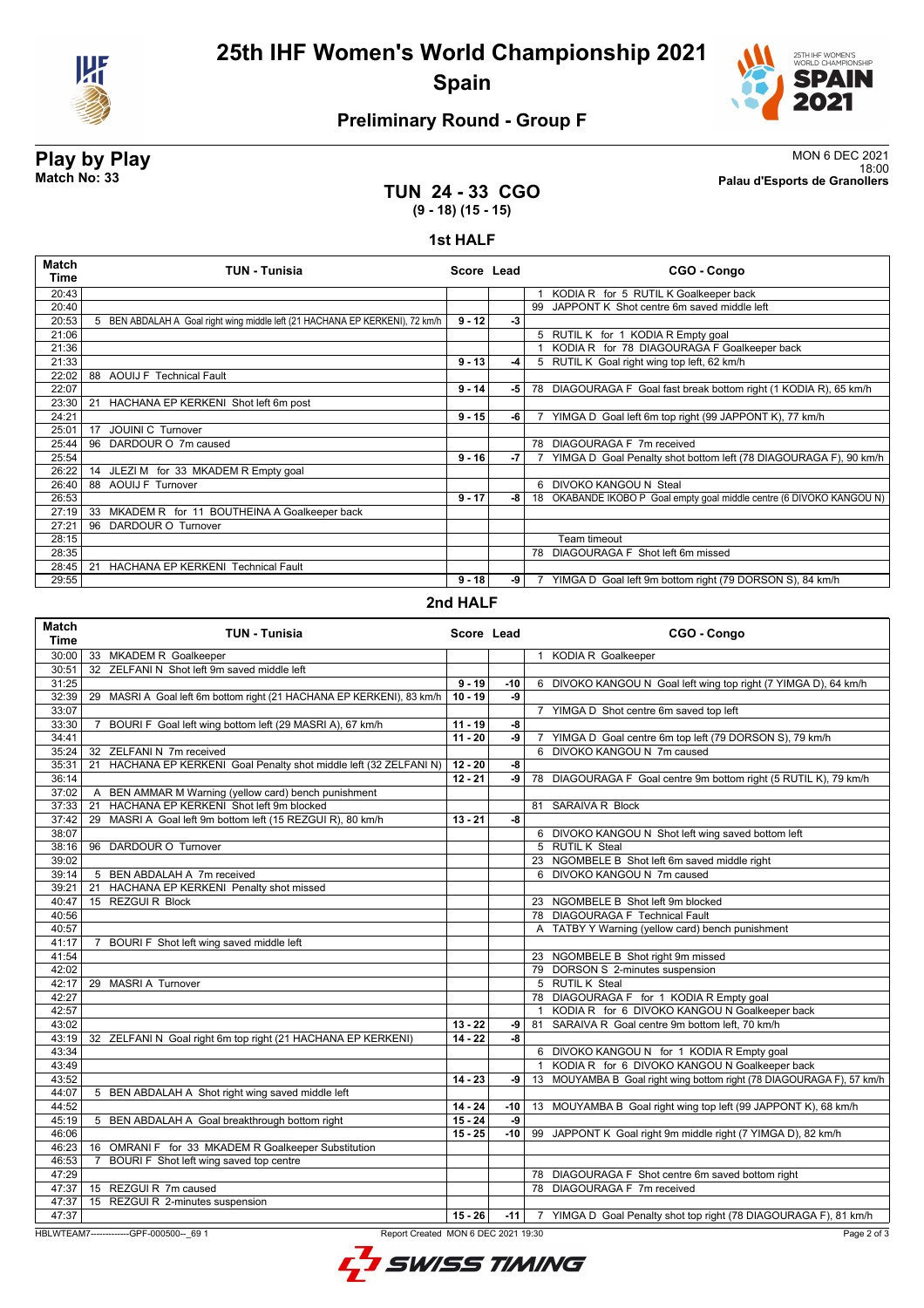# 25th IHF Women's World Championship 2021

## Spain

### Preliminary Round - Group F

**Play by Play**
**Match No: 33**

MON 6 DEC 2021
18:00
**Palau d'Esports de Granollers**

## TUN 24 - 33 CGO
**(9 - 18) (15 - 15)**

### 1st HALF

| Match Time | TUN - Tunisia | Score | Lead | CGO - Congo |
|---|---|---|---|---|
| 20:43 | | | | 1 KODIA R for 5 RUTIL K Goalkeeper back |
| 20:40 | | | | 99 JAPPONT K Shot centre 6m saved middle left |
| 20:53 | 5 BEN ABDALAH A Goal right wing middle left (21 HACHANA EP KERKENI), 72 km/h | 9 - 12 | -3 | |
| 21:06 | | | | 5 RUTIL K for 1 KODIA R Empty goal |
| 21:36 | | | | 1 KODIA R for 78 DIAGOURAGA F Goalkeeper back |
| 21:33 | | 9 - 13 | -4 | 5 RUTIL K Goal right wing top left, 62 km/h |
| 22:02 | 88 AOUIJ F Technical Fault | | | |
| 22:07 | | 9 - 14 | -5 | 78 DIAGOURAGA F Goal fast break bottom right (1 KODIA R), 65 km/h |
| 23:30 | 21 HACHANA EP KERKENI Shot left 6m post | | | |
| 24:21 | | 9 - 15 | -6 | 7 YIMGA D Goal left 6m top right (99 JAPPONT K), 77 km/h |
| 25:01 | 17 JOUINI C Turnover | | | |
| 25:44 | 96 DARDOUR O 7m caused | | | 78 DIAGOURAGA F 7m received |
| 25:54 | | 9 - 16 | -7 | 7 YIMGA D Goal Penalty shot bottom left (78 DIAGOURAGA F), 90 km/h |
| 26:22 | 14 JLEZI M for 33 MKADEM R Empty goal | | | |
| 26:40 | 88 AOUIJ F Turnover | | | 6 DIVOKO KANGOU N Steal |
| 26:53 | | 9 - 17 | -8 | 18 OKABANDE IKOBO P Goal empty goal middle centre (6 DIVOKO KANGOU N) |
| 27:19 | 33 MKADEM R for 11 BOUTHEINA A Goalkeeper back | | | |
| 27:21 | 96 DARDOUR O Turnover | | | |
| 28:15 | | | | Team timeout |
| 28:35 | | | | 78 DIAGOURAGA F Shot left 6m missed |
| 28:45 | 21 HACHANA EP KERKENI Technical Fault | | | |
| 29:55 | | 9 - 18 | -9 | 7 YIMGA D Goal left 9m bottom right (79 DORSON S), 84 km/h |

### 2nd HALF

| Match Time | TUN - Tunisia | Score | Lead | CGO - Congo |
|---|---|---|---|---|
| 30:00 | 33 MKADEM R Goalkeeper | | | 1 KODIA R Goalkeeper |
| 30:51 | 32 ZELFANI N Shot left 9m saved middle left | | | |
| 31:25 | | 9 - 19 | -10 | 6 DIVOKO KANGOU N Goal left wing top right (7 YIMGA D), 64 km/h |
| 32:39 | 29 MASRI A Goal left 6m bottom right (21 HACHANA EP KERKENI), 83 km/h | 10 - 19 | -9 | |
| 33:07 | | | | 7 YIMGA D Shot centre 6m saved top left |
| 33:30 | 7 BOURI F Goal left wing bottom left (29 MASRI A), 67 km/h | 11 - 19 | -8 | |
| 34:41 | | 11 - 20 | -9 | 7 YIMGA D Goal centre 6m top left (79 DORSON S), 79 km/h |
| 35:24 | 32 ZELFANI N 7m received | | | 6 DIVOKO KANGOU N 7m caused |
| 35:31 | 21 HACHANA EP KERKENI Goal Penalty shot middle left (32 ZELFANI N) | 12 - 20 | -8 | |
| 36:14 | | 12 - 21 | -9 | 78 DIAGOURAGA F Goal centre 9m bottom right (5 RUTIL K), 79 km/h |
| 37:02 | A BEN AMMAR M Warning (yellow card) bench punishment | | | |
| 37:33 | 21 HACHANA EP KERKENI Shot left 9m blocked | | | 81 SARAIVA R Block |
| 37:42 | 29 MASRI A Goal left 9m bottom left (15 REZGUI R), 80 km/h | 13 - 21 | -8 | |
| 38:07 | | | | 6 DIVOKO KANGOU N Shot left wing saved bottom left |
| 38:16 | 96 DARDOUR O Turnover | | | 5 RUTIL K Steal |
| 39:02 | | | | 23 NGOMBELE B Shot left 6m saved middle right |
| 39:14 | 5 BEN ABDALAH A 7m received | | | 6 DIVOKO KANGOU N 7m caused |
| 39:21 | 21 HACHANA EP KERKENI Penalty shot missed | | | |
| 40:47 | 15 REZGUI R Block | | | 23 NGOMBELE B Shot left 9m blocked |
| 40:56 | | | | 78 DIAGOURAGA F Technical Fault |
| 40:57 | | | | A TATBY Y Warning (yellow card) bench punishment |
| 41:17 | 7 BOURI F Shot left wing saved middle left | | | |
| 41:54 | | | | 23 NGOMBELE B Shot right 9m missed |
| 42:02 | | | | 79 DORSON S 2-minutes suspension |
| 42:17 | 29 MASRI A Turnover | | | 5 RUTIL K Steal |
| 42:27 | | | | 78 DIAGOURAGA F for 1 KODIA R Empty goal |
| 42:57 | | | | 1 KODIA R for 6 DIVOKO KANGOU N Goalkeeper back |
| 43:02 | | 13 - 22 | -9 | 81 SARAIVA R Goal centre 9m bottom left, 70 km/h |
| 43:19 | 32 ZELFANI N Goal right 6m top right (21 HACHANA EP KERKENI) | 14 - 22 | -8 | |
| 43:34 | | | | 6 DIVOKO KANGOU N for 1 KODIA R Empty goal |
| 43:49 | | | | 1 KODIA R for 6 DIVOKO KANGOU N Goalkeeper back |
| 43:52 | | 14 - 23 | -9 | 13 MOUYAMBA B Goal right wing bottom right (78 DIAGOURAGA F), 57 km/h |
| 44:07 | 5 BEN ABDALAH A Shot right wing saved middle left | | | |
| 44:52 | | 14 - 24 | -10 | 13 MOUYAMBA B Goal right wing top left (99 JAPPONT K), 68 km/h |
| 45:19 | 5 BEN ABDALAH A Goal breakthrough bottom right | 15 - 24 | -9 | |
| 46:06 | | 15 - 25 | -10 | 99 JAPPONT K Goal right 9m middle right (7 YIMGA D), 82 km/h |
| 46:23 | 16 OMRANI F for 33 MKADEM R Goalkeeper Substitution | | | |
| 46:53 | 7 BOURI F Shot left wing saved top centre | | | |
| 47:29 | | | | 78 DIAGOURAGA F Shot centre 6m saved bottom right |
| 47:37 | 15 REZGUI R 7m caused | | | 78 DIAGOURAGA F 7m received |
| 47:37 | 15 REZGUI R 2-minutes suspension | | | |
| 47:37 | | 15 - 26 | -11 | 7 YIMGA D Goal Penalty shot top right (78 DIAGOURAGA F), 81 km/h |

HBLWTEAM7-------------GPF-000500--_69 1 Report Created MON 6 DEC 2021 19:30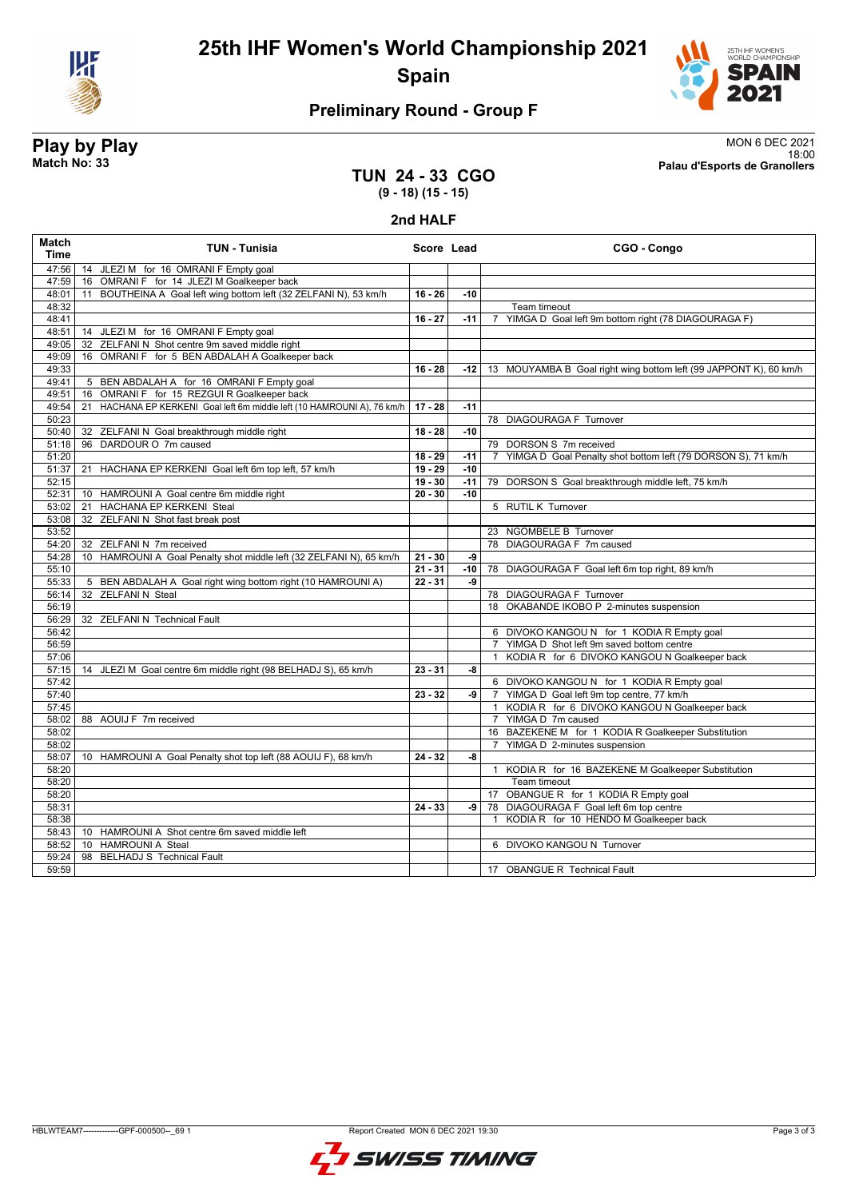# 25th IHF Women's World Championship 2021

## Spain

### Preliminary Round - Group F

**Play by Play**
**Match No: 33**

MON 6 DEC 2021
18:00
**Palau d'Esports de Granollers**

## TUN 24 - 33 CGO

**(9 - 18) (15 - 15)**

### 2nd HALF

| Match Time | TUN - Tunisia | Score | Lead | CGO - Congo |
|---|---|---|---|---|
| 47:56 | 14 JLEZI M for 16 OMRANI F Empty goal | | | |
| 47:59 | 16 OMRANI F for 14 JLEZI M Goalkeeper back | | | |
| 48:01 | 11 BOUTHEINA A Goal left wing bottom left (32 ZELFANI N), 53 km/h | 16 - 26 | -10 | |
| 48:32 | | | | Team timeout |
| 48:41 | | 16 - 27 | -11 | 7 YIMGA D Goal left 9m bottom right (78 DIAGOURAGA F) |
| 48:51 | 14 JLEZI M for 16 OMRANI F Empty goal | | | |
| 49:05 | 32 ZELFANI N Shot centre 9m saved middle right | | | |
| 49:09 | 16 OMRANI F for 5 BEN ABDALAH A Goalkeeper back | | | |
| 49:33 | | 16 - 28 | -12 | 13 MOUYAMBA B Goal right wing bottom left (99 JAPPONT K), 60 km/h |
| 49:41 | 5 BEN ABDALAH A for 16 OMRANI F Empty goal | | | |
| 49:51 | 16 OMRANI F for 15 REZGUI R Goalkeeper back | | | |
| 49:54 | 21 HACHANA EP KERKENI Goal left 6m middle left (10 HAMROUNI A), 76 km/h | 17 - 28 | -11 | |
| 50:23 | | | | 78 DIAGOURAGA F Turnover |
| 50:40 | 32 ZELFANI N Goal breakthrough middle right | 18 - 28 | -10 | |
| 51:18 | 96 DARDOUR O 7m caused | | | 79 DORSON S 7m received |
| 51:20 | | 18 - 29 | -11 | 7 YIMGA D Goal Penalty shot bottom left (79 DORSON S), 71 km/h |
| 51:37 | 21 HACHANA EP KERKENI Goal left 6m top left, 57 km/h | 19 - 29 | -10 | |
| 52:15 | | 19 - 30 | -11 | 79 DORSON S Goal breakthrough middle left, 75 km/h |
| 52:31 | 10 HAMROUNI A Goal centre 6m middle right | 20 - 30 | -10 | |
| 53:02 | 21 HACHANA EP KERKENI Steal | | | 5 RUTIL K Turnover |
| 53:08 | 32 ZELFANI N Shot fast break post | | | |
| 53:52 | | | | 23 NGOMBELE B Turnover |
| 54:20 | 32 ZELFANI N 7m received | | | 78 DIAGOURAGA F 7m caused |
| 54:28 | 10 HAMROUNI A Goal Penalty shot middle left (32 ZELFANI N), 65 km/h | 21 - 30 | -9 | |
| 55:10 | | 21 - 31 | -10 | 78 DIAGOURAGA F Goal left 6m top right, 89 km/h |
| 55:33 | 5 BEN ABDALAH A Goal right wing bottom right (10 HAMROUNI A) | 22 - 31 | -9 | |
| 56:14 | 32 ZELFANI N Steal | | | 78 DIAGOURAGA F Turnover |
| 56:19 | | | | 18 OKABANDE IKOBO P 2-minutes suspension |
| 56:29 | 32 ZELFANI N Technical Fault | | | |
| 56:42 | | | | 6 DIVOKO KANGOU N for 1 KODIA R Empty goal |
| 56:59 | | | | 7 YIMGA D Shot left 9m saved bottom centre |
| 57:06 | | | | 1 KODIA R for 6 DIVOKO KANGOU N Goalkeeper back |
| 57:15 | 14 JLEZI M Goal centre 6m middle right (98 BELHADJ S), 65 km/h | 23 - 31 | -8 | |
| 57:42 | | | | 6 DIVOKO KANGOU N for 1 KODIA R Empty goal |
| 57:40 | | 23 - 32 | -9 | 7 YIMGA D Goal left 9m top centre, 77 km/h |
| 57:45 | | | | 1 KODIA R for 6 DIVOKO KANGOU N Goalkeeper back |
| 58:02 | 88 AOUIJ F 7m received | | | 7 YIMGA D 7m caused |
| 58:02 | | | | 16 BAZEKENE M for 1 KODIA R Goalkeeper Substitution |
| 58:02 | | | | 7 YIMGA D 2-minutes suspension |
| 58:07 | 10 HAMROUNI A Goal Penalty shot top left (88 AOUIJ F), 68 km/h | 24 - 32 | -8 | |
| 58:20 | | | | 1 KODIA R for 16 BAZEKENE M Goalkeeper Substitution |
| 58:20 | | | | Team timeout |
| 58:20 | | | | 17 OBANGUE R for 1 KODIA R Empty goal |
| 58:31 | | 24 - 33 | -9 | 78 DIAGOURAGA F Goal left 6m top centre |
| 58:38 | | | | 1 KODIA R for 10 HENDO M Goalkeeper back |
| 58:43 | 10 HAMROUNI A Shot centre 6m saved middle left | | | |
| 58:52 | 10 HAMROUNI A Steal | | | 6 DIVOKO KANGOU N Turnover |
| 59:24 | 98 BELHADJ S Technical Fault | | | |
| 59:59 | | | | 17 OBANGUE R Technical Fault |

HBLWTEAM7-------------GPF-000500--_69 1 Report Created MON 6 DEC 2021 19:30